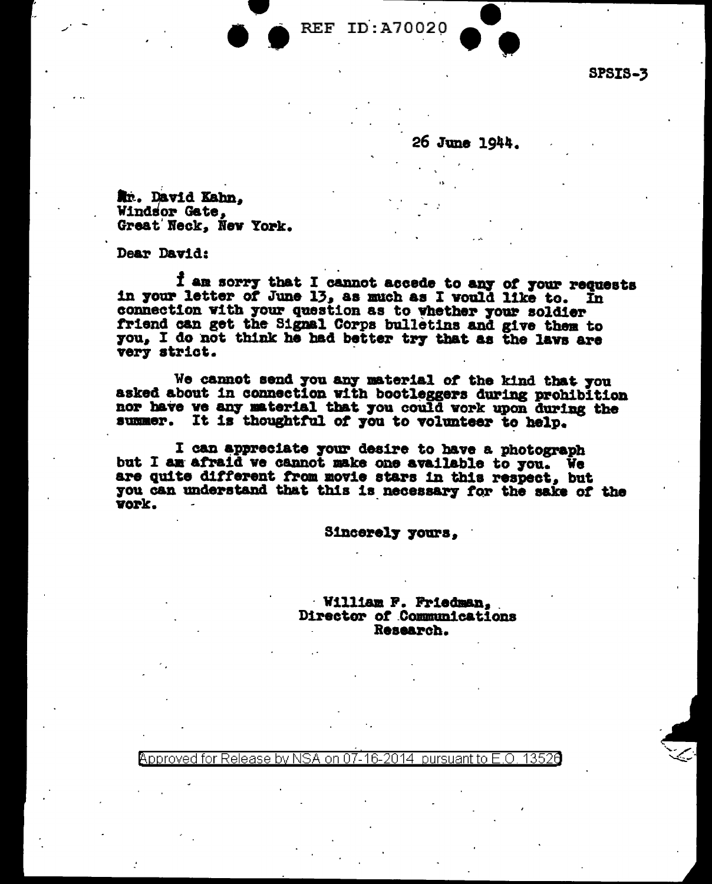REF ID:A70020

SPSIS-3

26 June 1944.

Mr. David Kahn,
Windsor Gate,
Great Neck, New York.

Dear David:

I am sorry that I cannot accede to any of your requests in your letter of June 13, as much as I would like to. In connection with your question as to whether your soldier friend can get the Signal Corps bulletins and give them to you, I do not think he had better try that as the laws are very strict.

We cannot send you any material of the kind that you asked about in connection with bootleggers during prohibition nor have we any material that you could work upon during the summer. It is thoughtful of you to volunteer to help.

I can appreciate your desire to have a photograph but I am afraid we cannot make one available to you. We are quite different from movie stars in this respect, but you can understand that this is necessary for the sake of the work.

Sincerely yours,

William F. Friedman,
Director of Communications
Research.

Approved for Release by NSA on 07-16-2014 pursuant to E.O. 13526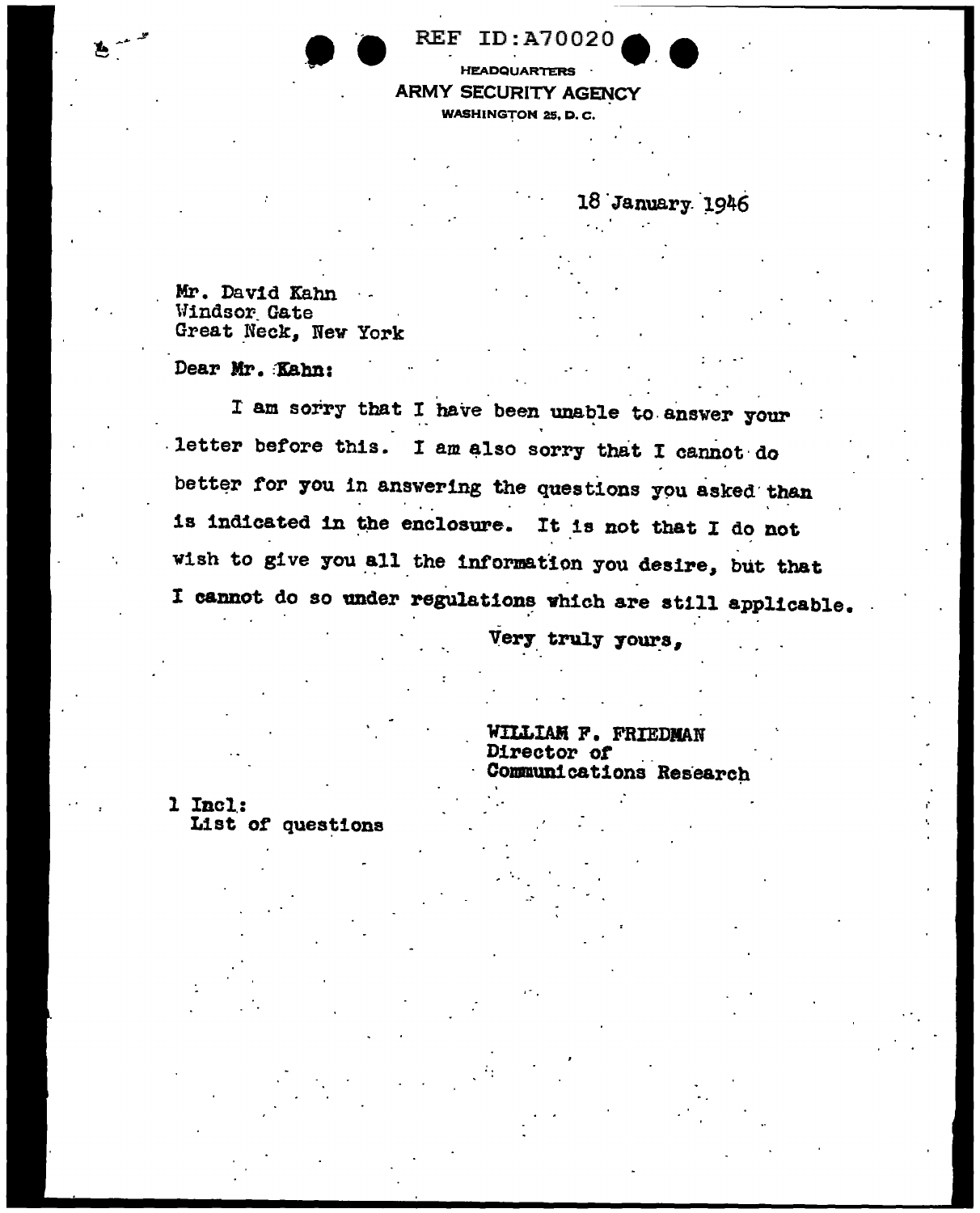REF ID:A70020

HEADQUARTERS
ARMY SECURITY AGENCY
WASHINGTON 25, D. C.

18 January 1946

Mr. David Kahn
Windsor Gate
Great Neck, New York

Dear Mr. Kahn:

I am sorry that I have been unable to answer your letter before this. I am also sorry that I cannot do better for you in answering the questions you asked than is indicated in the enclosure. It is not that I do not wish to give you all the information you desire, but that I cannot do so under regulations which are still applicable.

Very truly yours,

WILLIAM F. FRIEDMAN
Director of
Communications Research

1 Incl:
List of questions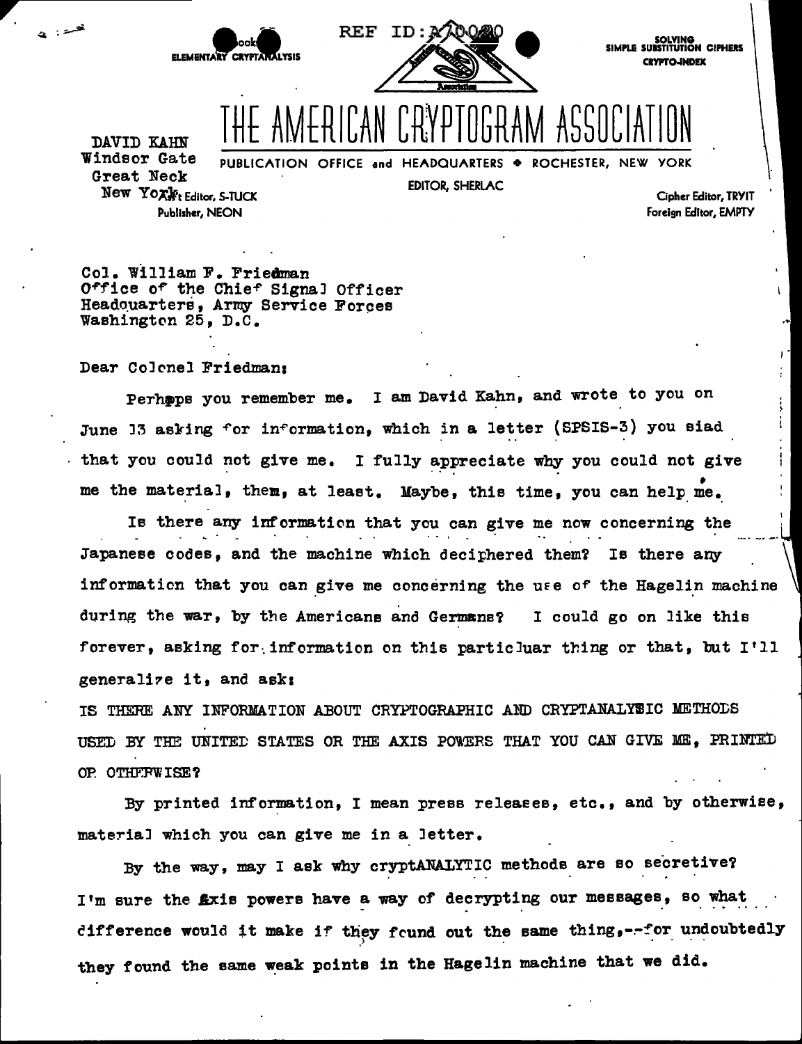REF ID:A70020

Books
ELEMENTARY CRYPTANALYSIS

SOLVING
SIMPLE SUBSTITUTION CIPHERS
CRYPTO-INDEX

# THE AMERICAN CRYPTOGRAM ASSOCIATION

DAVID KAHN
Windsor Gate
Great Neck
New York

PUBLICATION OFFICE and HEADQUARTERS • ROCHESTER, NEW YORK

Ass't Editor, S-TUCK
Publisher, NEON

EDITOR, SHERLAC

Cipher Editor, TRYIT
Foreign Editor, EMPTY

Col. William F. Friedman
Office of the Chief Signal Officer
Headquarters, Army Service Forces
Washington 25, D.C.

Dear Colonel Friedman:

Perhpps you remember me. I am David Kahn, and wrote to you on June 13 asking for information, which in a letter (SPSIS-3) you siad that you could not give me. I fully appreciate why you could not give me the material, them, at least. Maybe, this time, you can help me.

Is there any information that you can give me now concerning the Japanese codes, and the machine which deciphered them? Is there any information that you can give me concerning the use of the Hagelin machine during the war, by the Americans and Germans? I could go on like this forever, asking for information on this particluar thing or that, but I'll generalize it, and ask:

IS THERE ANY INFORMATION ABOUT CRYPTOGRAPHIC AND CRYPTANALYSIC METHODS USED BY THE UNITED STATES OR THE AXIS POWERS THAT YOU CAN GIVE ME, PRINTED OR OTHERWISE?

By printed information, I mean press releases, etc., and by otherwise, material which you can give me in a letter.

By the way, may I ask why cryptANALYTIC methods are so secretive? I'm sure the Axis powers have a way of decrypting our messages, so what difference would it make if they found out the same thing,--for undoubtedly they found the same weak points in the Hagelin machine that we did.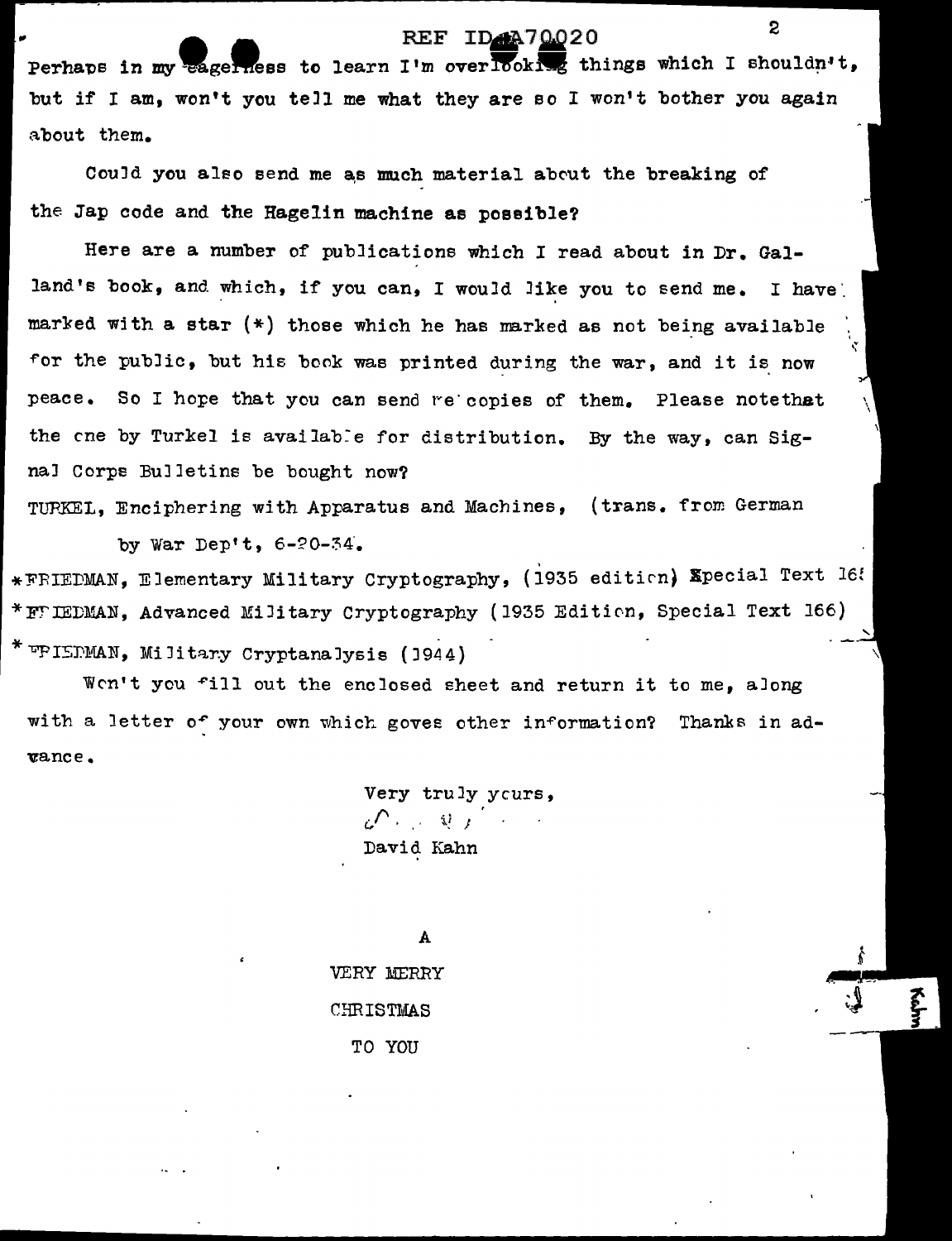Perhaps in my eagerness to learn I'm overlooking things which I shouldn't, but if I am, won't you tell me what they are so I won't bother you again about them.

Could you also send me as much material about the breaking of the Jap code and the Hagelin machine as possible?

Here are a number of publications which I read about in Dr. Galland's book, and which, if you can, I would like you to send me. I have marked with a star (*) those which he has marked as not being available for the public, but his book was printed during the war, and it is now peace. So I hope that you can send me copies of them. Please notethat the one by Turkel is available for distribution. By the way, can Signal Corps Bulletins be bought now?

TURKEL, Enciphering with Apparatus and Machines, (trans. from German by War Dep't, 6-20-34.

*FRIEDMAN, Elementary Military Cryptography, (1935 edition) Special Text 165

*FRIEDMAN, Advanced Military Cryptography (1935 Edition, Special Text 166)

*FRIEDMAN, Military Cryptanalysis (1944)

Won't you fill out the enclosed sheet and return it to me, along with a letter of your own which goves other information? Thanks in advance.

Very truly yours,

David Kahn

A

VERY MERRY

CHRISTMAS

TO YOU